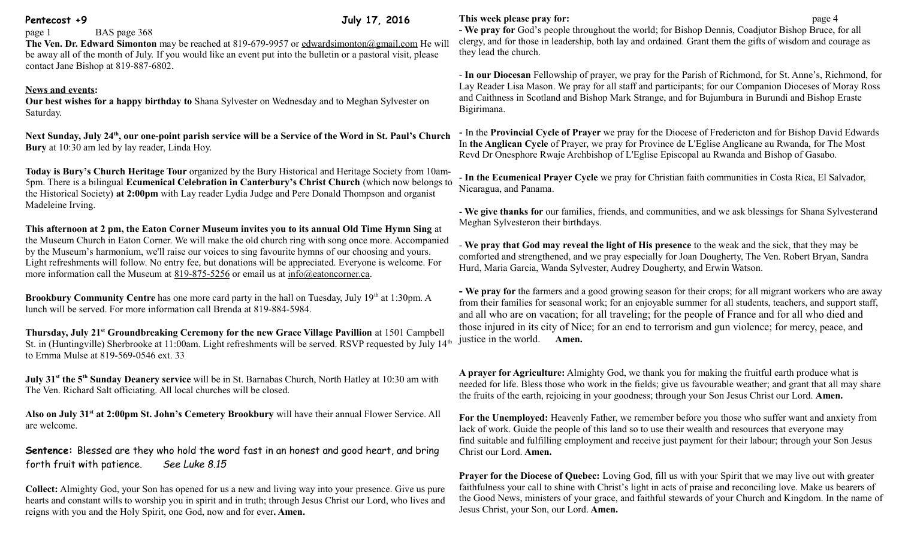**Pentecost +9** **July 17, 2016**

page 1 BAS page 368

**The Ven. Dr. Edward Simonton** may be reached at 819-679-9957 or edwardsimonton@gmail.com He will be away all of the month of July. If you would like an event put into the bulletin or a pastoral visit, please contact Jane Bishop at 819-887-6802.

## News and events:

**Our best wishes for a happy birthday to** Shana Sylvester on Wednesday and to Meghan Sylvester on Saturday.

**Next Sunday, July 24th, our one-point parish service will be a Service of the Word in St. Paul's Church Bury** at 10:30 am led by lay reader, Linda Hoy.

**Today is Bury's Church Heritage Tour** organized by the Bury Historical and Heritage Society from 10am-5pm. There is a bilingual **Ecumenical Celebration in Canterbury's Christ Church** (which now belongs to the Historical Society) **at 2:00pm** with Lay reader Lydia Judge and Pere Donald Thompson and organist Madeleine Irving.

**This afternoon at 2 pm, the Eaton Corner Museum invites you to its annual Old Time Hymn Sing** at the Museum Church in Eaton Corner. We will make the old church ring with song once more. Accompanied by the Museum's harmonium, we'll raise our voices to sing favourite hymns of our choosing and yours. Light refreshments will follow. No entry fee, but donations will be appreciated. Everyone is welcome. For more information call the Museum at 819-875-5256 or email us at info@eatoncorner.ca.

**Brookbury Community Centre** has one more card party in the hall on Tuesday, July 19th at 1:30pm. A lunch will be served. For more information call Brenda at 819-884-5984.

**Thursday, July 21st Groundbreaking Ceremony for the new Grace Village Pavillion** at 1501 Campbell St. in (Huntingville) Sherbrooke at 11:00am. Light refreshments will be served. RSVP requested by July 14th to Emma Mulse at 819-569-0546 ext. 33

**July 31st the 5th Sunday Deanery service** will be in St. Barnabas Church, North Hatley at 10:30 am with The Ven. Richard Salt officiating. All local churches will be closed.

**Also on July 31st at 2:00pm St. John's Cemetery Brookbury** will have their annual Flower Service. All are welcome.

**Sentence:** Blessed are they who hold the word fast in an honest and good heart, and bring forth fruit with patience. *See Luke 8.15*

**Collect:** Almighty God, your Son has opened for us a new and living way into your presence. Give us pure hearts and constant wills to worship you in spirit and in truth; through Jesus Christ our Lord, who lives and reigns with you and the Holy Spirit, one God, now and for ever**. Amen.**

**This week please pray for:** page 4

**- We pray for** God's people throughout the world; for Bishop Dennis, Coadjutor Bishop Bruce, for all clergy, and for those in leadership, both lay and ordained. Grant them the gifts of wisdom and courage as they lead the church.

- **In our Diocesan** Fellowship of prayer, we pray for the Parish of Richmond, for St. Anne's, Richmond, for Lay Reader Lisa Mason. We pray for all staff and participants; for our Companion Dioceses of Moray Ross and Caithness in Scotland and Bishop Mark Strange, and for Bujumbura in Burundi and Bishop Eraste Bigirimana.

- In the **Provincial Cycle of Prayer** we pray for the Diocese of Fredericton and for Bishop David Edwards In **the Anglican Cycle** of Prayer, we pray for Province de L'Eglise Anglicane au Rwanda, for The Most Revd Dr Onesphore Rwaje Archbishop of L'Eglise Episcopal au Rwanda and Bishop of Gasabo.

- **In the Ecumenical Prayer Cycle** we pray for Christian faith communities in Costa Rica, El Salvador, Nicaragua, and Panama.

- **We give thanks for** our families, friends, and communities, and we ask blessings for Shana Sylvesterand Meghan Sylvesteron their birthdays.

- **We pray that God may reveal the light of His presence** to the weak and the sick, that they may be comforted and strengthened, and we pray especially for Joan Dougherty, The Ven. Robert Bryan, Sandra Hurd, Maria Garcia, Wanda Sylvester, Audrey Dougherty, and Erwin Watson.

**- We pray for** the farmers and a good growing season for their crops; for all migrant workers who are away from their families for seasonal work; for an enjoyable summer for all students, teachers, and support staff, and all who are on vacation; for all traveling; for the people of France and for all who died and those injured in its city of Nice; for an end to terrorism and gun violence; for mercy, peace, and justice in the world. **Amen.**

**A prayer for Agriculture:** Almighty God, we thank you for making the fruitful earth produce what is needed for life. Bless those who work in the fields; give us favourable weather; and grant that all may share the fruits of the earth, rejoicing in your goodness; through your Son Jesus Christ our Lord. **Amen.**

**For the Unemployed:** Heavenly Father, we remember before you those who suffer want and anxiety from lack of work. Guide the people of this land so to use their wealth and resources that everyone may find suitable and fulfilling employment and receive just payment for their labour; through your Son Jesus Christ our Lord. **Amen.**

**Prayer for the Diocese of Quebec:** Loving God, fill us with your Spirit that we may live out with greater faithfulness your call to shine with Christ's light in acts of praise and reconciling love. Make us bearers of the Good News, ministers of your grace, and faithful stewards of your Church and Kingdom. In the name of Jesus Christ, your Son, our Lord. **Amen.**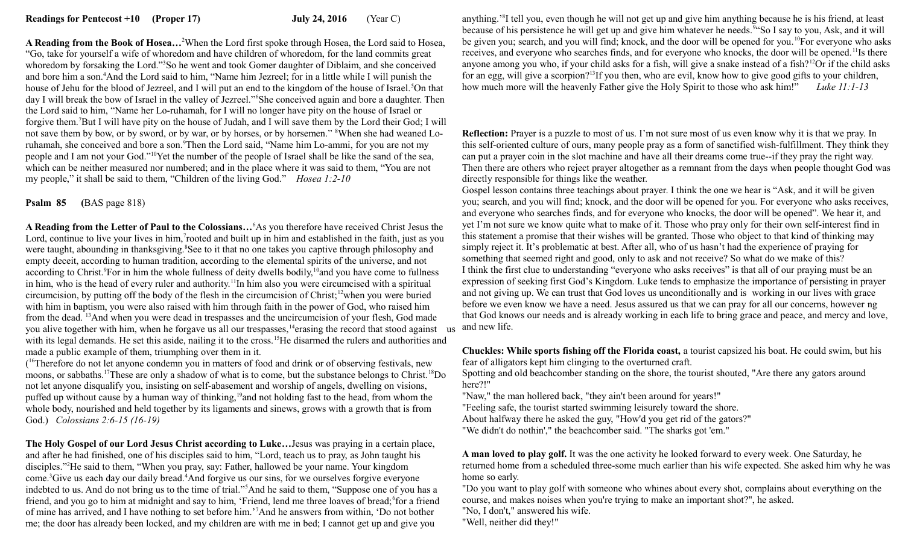**Readings for Pentecost +10 (Proper 17) July 24, 2016 (Year C)**

**A Reading from the Book of Hosea…**[2]When the Lord first spoke through Hosea, the Lord said to Hosea, "Go, take for yourself a wife of whoredom and have children of whoredom, for the land commits great whoredom by forsaking the Lord."[3]So he went and took Gomer daughter of Diblaim, and she conceived and bore him a son.[4]And the Lord said to him, "Name him Jezreel; for in a little while I will punish the house of Jehu for the blood of Jezreel, and I will put an end to the kingdom of the house of Israel.[5]On that day I will break the bow of Israel in the valley of Jezreel."[6]She conceived again and bore a daughter. Then the Lord said to him, "Name her Lo-ruhamah, for I will no longer have pity on the house of Israel or forgive them.[7]But I will have pity on the house of Judah, and I will save them by the Lord their God; I will not save them by bow, or by sword, or by war, or by horses, or by horsemen." [8]When she had weaned Lo-ruhamah, she conceived and bore a son.[9]Then the Lord said, "Name him Lo-ammi, for you are not my people and I am not your God."[10]Yet the number of the people of Israel shall be like the sand of the sea, which can be neither measured nor numbered; and in the place where it was said to them, "You are not my people," it shall be said to them, "Children of the living God." *Hosea 1:2-10*

**Psalm 85 (**BAS page 818)

**A Reading from the Letter of Paul to the Colossians…**[6]As you therefore have received Christ Jesus the Lord, continue to live your lives in him,[7]rooted and built up in him and established in the faith, just as you were taught, abounding in thanksgiving.[8]See to it that no one takes you captive through philosophy and empty deceit, according to human tradition, according to the elemental spirits of the universe, and not according to Christ.[9]For in him the whole fullness of deity dwells bodily,[10]and you have come to fullness in him, who is the head of every ruler and authority.[11]In him also you were circumcised with a spiritual circumcision, by putting off the body of the flesh in the circumcision of Christ;[12]when you were buried with him in baptism, you were also raised with him through faith in the power of God, who raised him from the dead. [13]And when you were dead in trespasses and the uncircumcision of your flesh, God made you alive together with him, when he forgave us all our trespasses,[14]erasing the record that stood against us with its legal demands. He set this aside, nailing it to the cross.[15]He disarmed the rulers and authorities and made a public example of them, triumphing over them in it.

([16]Therefore do not let anyone condemn you in matters of food and drink or of observing festivals, new moons, or sabbaths.[17]These are only a shadow of what is to come, but the substance belongs to Christ.[18]Do not let anyone disqualify you, insisting on self-abasement and worship of angels, dwelling on visions, puffed up without cause by a human way of thinking,[19]and not holding fast to the head, from whom the whole body, nourished and held together by its ligaments and sinews, grows with a growth that is from God.) *Colossians 2:6-15 (16-19)*

**The Holy Gospel of our Lord Jesus Christ according to Luke…**Jesus was praying in a certain place, and after he had finished, one of his disciples said to him, "Lord, teach us to pray, as John taught his disciples."[2]He said to them, "When you pray, say: Father, hallowed be your name. Your kingdom come.[3]Give us each day our daily bread.[4]And forgive us our sins, for we ourselves forgive everyone indebted to us. And do not bring us to the time of trial."[5]And he said to them, "Suppose one of you has a friend, and you go to him at midnight and say to him, 'Friend, lend me three loaves of bread;[6]for a friend of mine has arrived, and I have nothing to set before him.'[7]And he answers from within, 'Do not bother me; the door has already been locked, and my children are with me in bed; I cannot get up and give you anything.'[8]I tell you, even though he will not get up and give him anything because he is his friend, at least because of his persistence he will get up and give him whatever he needs.[9]"So I say to you, Ask, and it will be given you; search, and you will find; knock, and the door will be opened for you.[10]For everyone who asks receives, and everyone who searches finds, and for everyone who knocks, the door will be opened.[11]Is there anyone among you who, if your child asks for a fish, will give a snake instead of a fish?[12]Or if the child asks for an egg, will give a scorpion?[13]If you then, who are evil, know how to give good gifts to your children, how much more will the heavenly Father give the Holy Spirit to those who ask him!" *Luke 11:1-13*

**Reflection:** Prayer is a puzzle to most of us. I'm not sure most of us even know why it is that we pray. In this self-oriented culture of ours, many people pray as a form of sanctified wish-fulfillment. They think they can put a prayer coin in the slot machine and have all their dreams come true--if they pray the right way. Then there are others who reject prayer altogether as a remnant from the days when people thought God was directly responsible for things like the weather.

Gospel lesson contains three teachings about prayer. I think the one we hear is "Ask, and it will be given you; search, and you will find; knock, and the door will be opened for you. For everyone who asks receives, and everyone who searches finds, and for everyone who knocks, the door will be opened". We hear it, and yet I'm not sure we know quite what to make of it. Those who pray only for their own self-interest find in this statement a promise that their wishes will be granted. Those who object to that kind of thinking may simply reject it. It's problematic at best. After all, who of us hasn't had the experience of praying for something that seemed right and good, only to ask and not receive? So what do we make of this?

I think the first clue to understanding "everyone who asks receives" is that all of our praying must be an expression of seeking first God's Kingdom. Luke tends to emphasize the importance of persisting in prayer and not giving up. We can trust that God loves us unconditionally and is working in our lives with grace before we even know we have a need. Jesus assured us that we can pray for all our concerns, however ng that God knows our needs and is already working in each life to bring grace and peace, and mercy and love, and new life.

**Chuckles: While sports fishing off the Florida coast,** a tourist capsized his boat. He could swim, but his fear of alligators kept him clinging to the overturned craft.

Spotting and old beachcomber standing on the shore, the tourist shouted, "Are there any gators around here?!"

"Naw," the man hollered back, "they ain't been around for years!"

"Feeling safe, the tourist started swimming leisurely toward the shore.

About halfway there he asked the guy, "How'd you get rid of the gators?"

"We didn't do nothin'," the beachcomber said. "The sharks got 'em."

**A man loved to play golf.** It was the one activity he looked forward to every week. One Saturday, he returned home from a scheduled three-some much earlier than his wife expected. She asked him why he was home so early.

"Do you want to play golf with someone who whines about every shot, complains about everything on the course, and makes noises when you're trying to make an important shot?", he asked.

"No, I don't," answered his wife.

"Well, neither did they!"